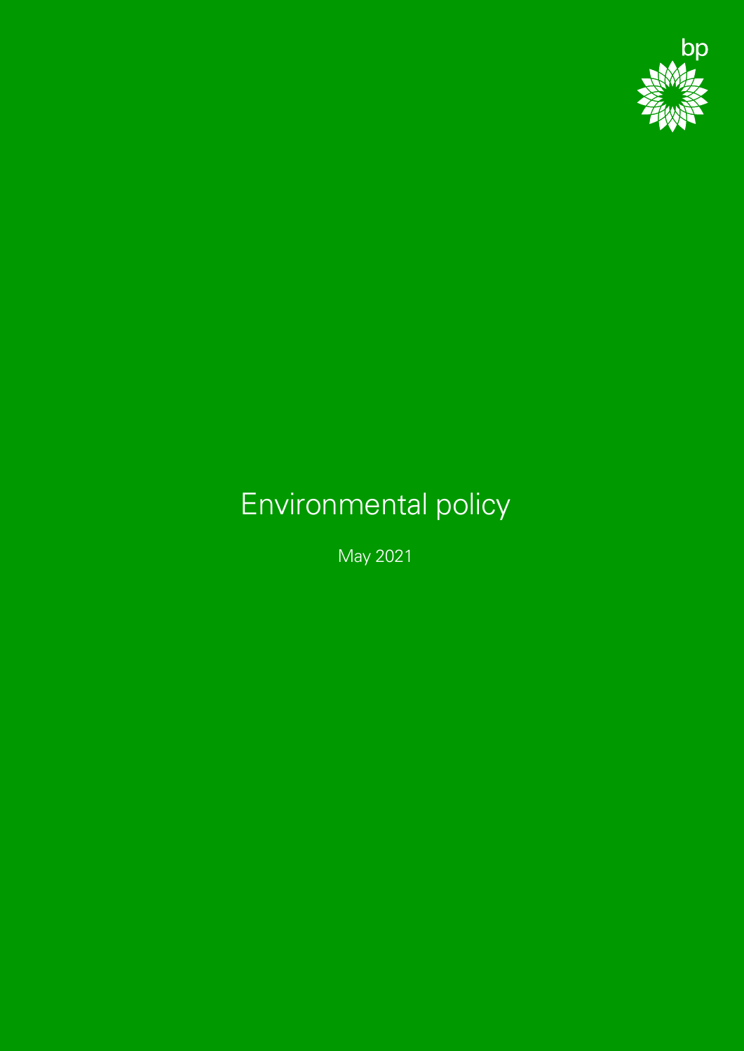bp

# Environmental policy

May 2021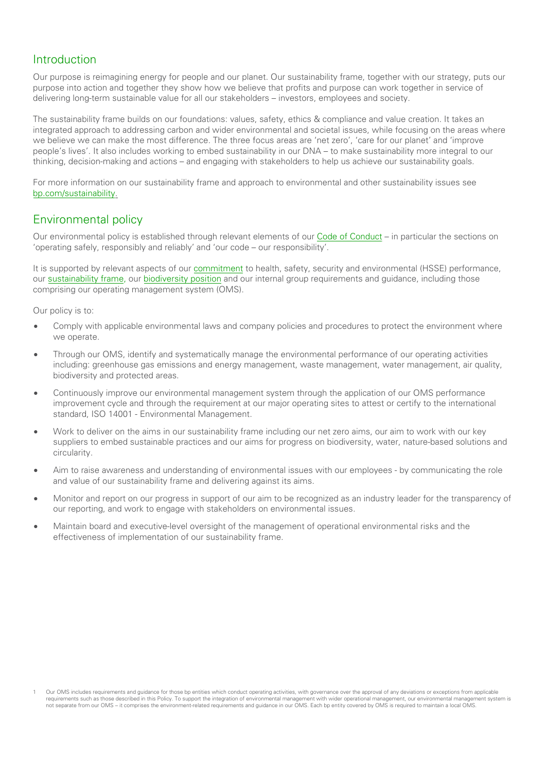## Introduction

Our purpose is reimagining energy for people and our planet. Our sustainability frame, together with our strategy, puts our purpose into action and together they show how we believe that profits and purpose can work together in service of delivering long-term sustainable value for all our stakeholders – investors, employees and society.

The sustainability frame builds on our foundations: values, safety, ethics & compliance and value creation. It takes an integrated approach to addressing carbon and wider environmental and societal issues, while focusing on the areas where we believe we can make the most difference. The three focus areas are 'net zero', 'care for our planet' and 'improve people's lives'. It also includes working to embed sustainability in our DNA – to make sustainability more integral to our thinking, decision-making and actions – and engaging with stakeholders to help us achieve our sustainability goals.

For more information on our sustainability frame and approach to environmental and other sustainability issues see bp.com/sustainability.

## Environmental policy

Our environmental policy is established through relevant elements of our Code of Conduct – in particular the sections on 'operating safely, responsibly and reliably' and 'our code – our responsibility'.

It is supported by relevant aspects of our commitment to health, safety, security and environmental (HSSE) performance, our sustainability frame, our biodiversity position and our internal group requirements and guidance, including those comprising our operating management system (OMS).

Our policy is to:

- Comply with applicable environmental laws and company policies and procedures to protect the environment where we operate.
- Through our OMS, identify and systematically manage the environmental performance of our operating activities including: greenhouse gas emissions and energy management, waste management, water management, air quality, biodiversity and protected areas.
- Continuously improve our environmental management system through the application of our OMS performance improvement cycle and through the requirement at our major operating sites to attest or certify to the international standard, ISO 14001 - Environmental Management.
- Work to deliver on the aims in our sustainability frame including our net zero aims, our aim to work with our key suppliers to embed sustainable practices and our aims for progress on biodiversity, water, nature-based solutions and circularity.
- Aim to raise awareness and understanding of environmental issues with our employees - by communicating the role and value of our sustainability frame and delivering against its aims.
- Monitor and report on our progress in support of our aim to be recognized as an industry leader for the transparency of our reporting, and work to engage with stakeholders on environmental issues.
- Maintain board and executive-level oversight of the management of operational environmental risks and the effectiveness of implementation of our sustainability frame.

[1] Our OMS includes requirements and guidance for those bp entities which conduct operating activities, with governance over the approval of any deviations or exceptions from applicable requirements such as those described in this Policy. To support the integration of environmental management with wider operational management, our environmental management system is not separate from our OMS – it comprises the environment-related requirements and guidance in our OMS. Each bp entity covered by OMS is required to maintain a local OMS.